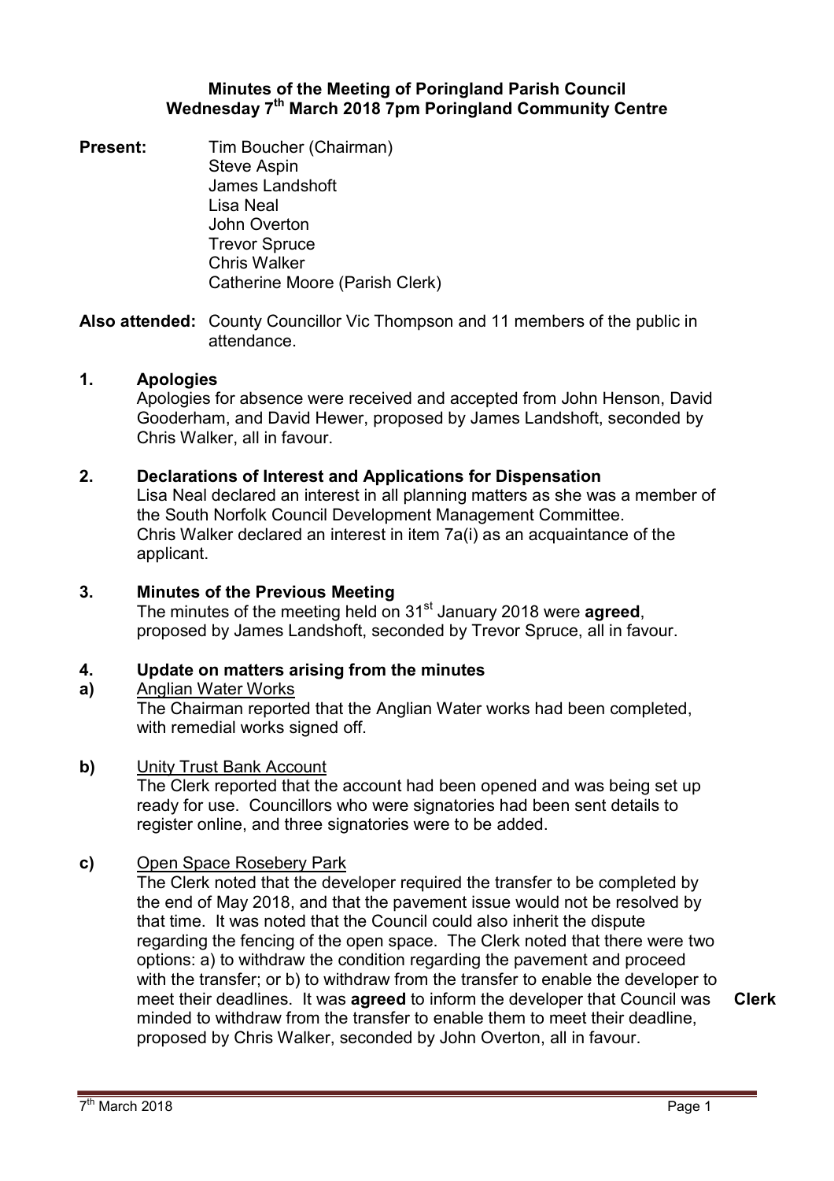# Minutes of the Meeting of Poringland Parish Council
## Wednesday 7th March 2018 7pm Poringland Community Centre

**Present:** Tim Boucher (Chairman)
Steve Aspin
James Landshoft
Lisa Neal
John Overton
Trevor Spruce
Chris Walker
Catherine Moore (Parish Clerk)

**Also attended:** County Councillor Vic Thompson and 11 members of the public in attendance.

### 1. Apologies

Apologies for absence were received and accepted from John Henson, David Gooderham, and David Hewer, proposed by James Landshoft, seconded by Chris Walker, all in favour.

### 2. Declarations of Interest and Applications for Dispensation

Lisa Neal declared an interest in all planning matters as she was a member of the South Norfolk Council Development Management Committee.
Chris Walker declared an interest in item 7a(i) as an acquaintance of the applicant.

### 3. Minutes of the Previous Meeting

The minutes of the meeting held on 31st January 2018 were **agreed**, proposed by James Landshoft, seconded by Trevor Spruce, all in favour.

### 4. Update on matters arising from the minutes

**a)** Anglian Water Works

The Chairman reported that the Anglian Water works had been completed, with remedial works signed off.

**b)** Unity Trust Bank Account

The Clerk reported that the account had been opened and was being set up ready for use. Councillors who were signatories had been sent details to register online, and three signatories were to be added.

**c)** Open Space Rosebery Park

The Clerk noted that the developer required the transfer to be completed by the end of May 2018, and that the pavement issue would not be resolved by that time. It was noted that the Council could also inherit the dispute regarding the fencing of the open space. The Clerk noted that there were two options: a) to withdraw the condition regarding the pavement and proceed with the transfer; or b) to withdraw from the transfer to enable the developer to meet their deadlines. It was **agreed** to inform the developer that Council was minded to withdraw from the transfer to enable them to meet their deadline, proposed by Chris Walker, seconded by John Overton, all in favour. **Clerk**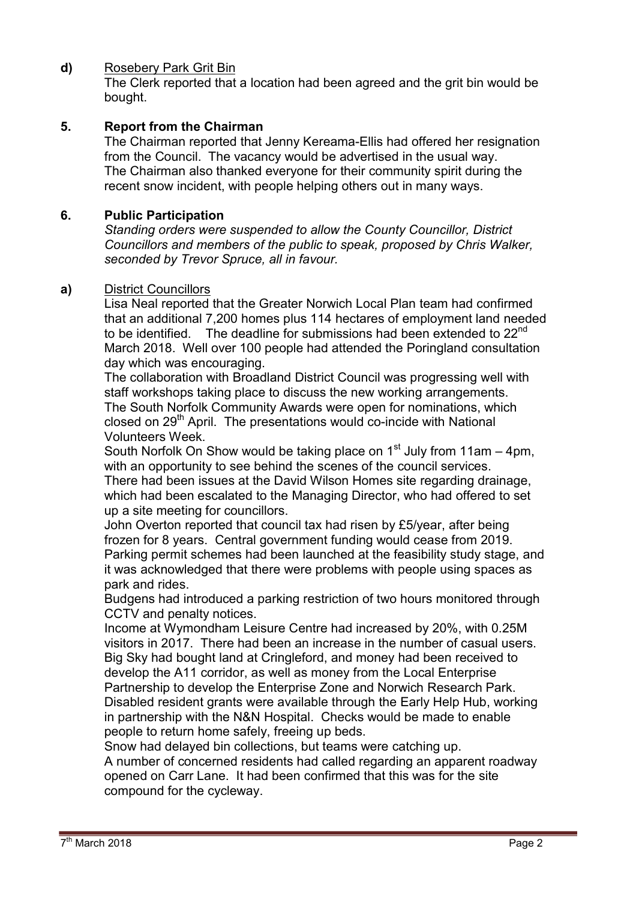**d)** Rosebery Park Grit Bin

The Clerk reported that a location had been agreed and the grit bin would be bought.

## 5. Report from the Chairman

The Chairman reported that Jenny Kereama-Ellis had offered her resignation from the Council. The vacancy would be advertised in the usual way.
The Chairman also thanked everyone for their community spirit during the recent snow incident, with people helping others out in many ways.

## 6. Public Participation

*Standing orders were suspended to allow the County Councillor, District Councillors and members of the public to speak, proposed by Chris Walker, seconded by Trevor Spruce, all in favour.*

**a)** District Councillors

Lisa Neal reported that the Greater Norwich Local Plan team had confirmed that an additional 7,200 homes plus 114 hectares of employment land needed to be identified. The deadline for submissions had been extended to 22nd March 2018. Well over 100 people had attended the Poringland consultation day which was encouraging.

The collaboration with Broadland District Council was progressing well with staff workshops taking place to discuss the new working arrangements.
The South Norfolk Community Awards were open for nominations, which closed on 29th April. The presentations would co-incide with National Volunteers Week.

South Norfolk On Show would be taking place on 1st July from 11am – 4pm, with an opportunity to see behind the scenes of the council services.
There had been issues at the David Wilson Homes site regarding drainage, which had been escalated to the Managing Director, who had offered to set up a site meeting for councillors.

John Overton reported that council tax had risen by £5/year, after being frozen for 8 years. Central government funding would cease from 2019.
Parking permit schemes had been launched at the feasibility study stage, and it was acknowledged that there were problems with people using spaces as park and rides.

Budgens had introduced a parking restriction of two hours monitored through CCTV and penalty notices.

Income at Wymondham Leisure Centre had increased by 20%, with 0.25M visitors in 2017. There had been an increase in the number of casual users.
Big Sky had bought land at Cringleford, and money had been received to develop the A11 corridor, as well as money from the Local Enterprise Partnership to develop the Enterprise Zone and Norwich Research Park.
Disabled resident grants were available through the Early Help Hub, working in partnership with the N&N Hospital. Checks would be made to enable people to return home safely, freeing up beds.

Snow had delayed bin collections, but teams were catching up.

A number of concerned residents had called regarding an apparent roadway opened on Carr Lane. It had been confirmed that this was for the site compound for the cycleway.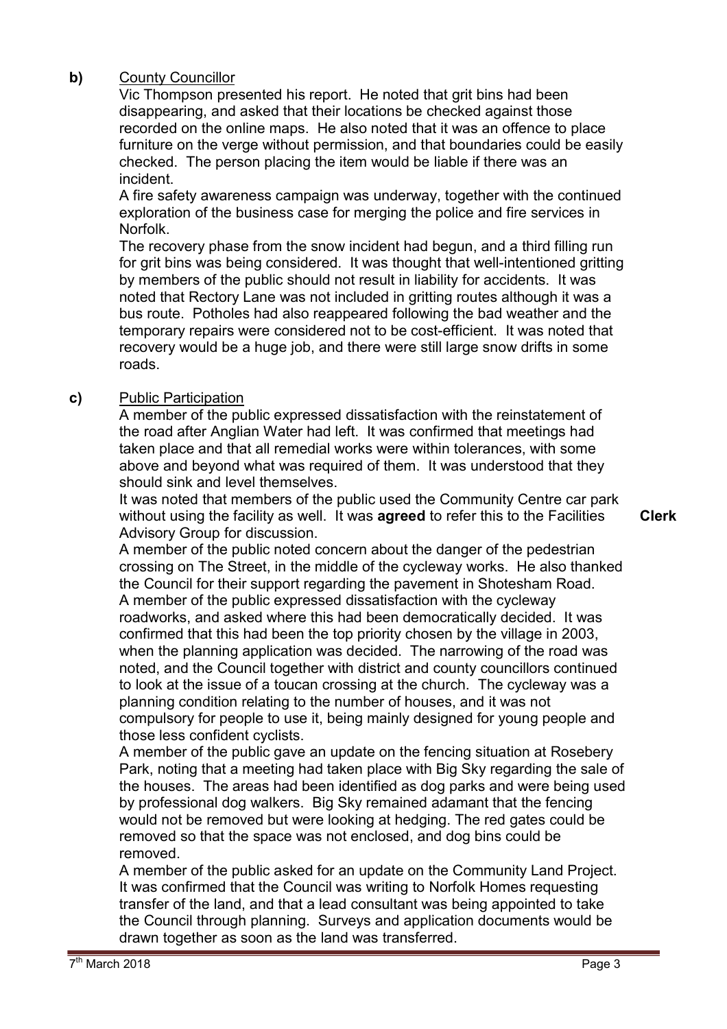**b)** <u>County Councillor</u>

Vic Thompson presented his report. He noted that grit bins had been disappearing, and asked that their locations be checked against those recorded on the online maps. He also noted that it was an offence to place furniture on the verge without permission, and that boundaries could be easily checked. The person placing the item would be liable if there was an incident.

A fire safety awareness campaign was underway, together with the continued exploration of the business case for merging the police and fire services in Norfolk.

The recovery phase from the snow incident had begun, and a third filling run for grit bins was being considered. It was thought that well-intentioned gritting by members of the public should not result in liability for accidents. It was noted that Rectory Lane was not included in gritting routes although it was a bus route. Potholes had also reappeared following the bad weather and the temporary repairs were considered not to be cost-efficient. It was noted that recovery would be a huge job, and there were still large snow drifts in some roads.

**c)** <u>Public Participation</u>

A member of the public expressed dissatisfaction with the reinstatement of the road after Anglian Water had left. It was confirmed that meetings had taken place and that all remedial works were within tolerances, with some above and beyond what was required of them. It was understood that they should sink and level themselves.

It was noted that members of the public used the Community Centre car park without using the facility as well. It was **agreed** to refer this to the Facilities Advisory Group for discussion. **Clerk**

A member of the public noted concern about the danger of the pedestrian crossing on The Street, in the middle of the cycleway works. He also thanked the Council for their support regarding the pavement in Shotesham Road.

A member of the public expressed dissatisfaction with the cycleway roadworks, and asked where this had been democratically decided. It was confirmed that this had been the top priority chosen by the village in 2003, when the planning application was decided. The narrowing of the road was noted, and the Council together with district and county councillors continued to look at the issue of a toucan crossing at the church. The cycleway was a planning condition relating to the number of houses, and it was not compulsory for people to use it, being mainly designed for young people and those less confident cyclists.

A member of the public gave an update on the fencing situation at Rosebery Park, noting that a meeting had taken place with Big Sky regarding the sale of the houses. The areas had been identified as dog parks and were being used by professional dog walkers. Big Sky remained adamant that the fencing would not be removed but were looking at hedging. The red gates could be removed so that the space was not enclosed, and dog bins could be removed.

A member of the public asked for an update on the Community Land Project. It was confirmed that the Council was writing to Norfolk Homes requesting transfer of the land, and that a lead consultant was being appointed to take the Council through planning. Surveys and application documents would be drawn together as soon as the land was transferred.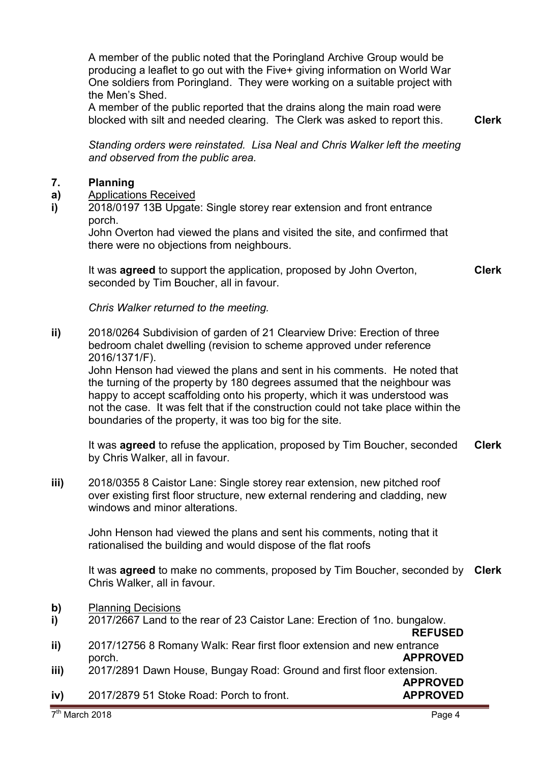A member of the public noted that the Poringland Archive Group would be producing a leaflet to go out with the Five+ giving information on World War One soldiers from Poringland. They were working on a suitable project with the Men's Shed.

A member of the public reported that the drains along the main road were blocked with silt and needed clearing. The Clerk was asked to report this. **Clerk**

*Standing orders were reinstated. Lisa Neal and Chris Walker left the meeting and observed from the public area.*

## 7. Planning

**a)** Applications Received

**i)** 2018/0197 13B Upgate: Single storey rear extension and front entrance porch.

John Overton had viewed the plans and visited the site, and confirmed that there were no objections from neighbours.

It was **agreed** to support the application, proposed by John Overton, seconded by Tim Boucher, all in favour. **Clerk**

*Chris Walker returned to the meeting.*

**ii)** 2018/0264 Subdivision of garden of 21 Clearview Drive: Erection of three bedroom chalet dwelling (revision to scheme approved under reference 2016/1371/F).

John Henson had viewed the plans and sent in his comments. He noted that the turning of the property by 180 degrees assumed that the neighbour was happy to accept scaffolding onto his property, which it was understood was not the case. It was felt that if the construction could not take place within the boundaries of the property, it was too big for the site.

It was **agreed** to refuse the application, proposed by Tim Boucher, seconded by Chris Walker, all in favour. **Clerk**

**iii)** 2018/0355 8 Caistor Lane: Single storey rear extension, new pitched roof over existing first floor structure, new external rendering and cladding, new windows and minor alterations.

John Henson had viewed the plans and sent his comments, noting that it rationalised the building and would dispose of the flat roofs

It was **agreed** to make no comments, proposed by Tim Boucher, seconded by Chris Walker, all in favour. **Clerk**

**b)** Planning Decisions

**i)** 2017/2667 Land to the rear of 23 Caistor Lane: Erection of 1no. bungalow. **REFUSED**

**ii)** 2017/12756 8 Romany Walk: Rear first floor extension and new entrance porch. **APPROVED**

**iii)** 2017/2891 Dawn House, Bungay Road: Ground and first floor extension. **APPROVED**

**iv)** 2017/2879 51 Stoke Road: Porch to front. **APPROVED**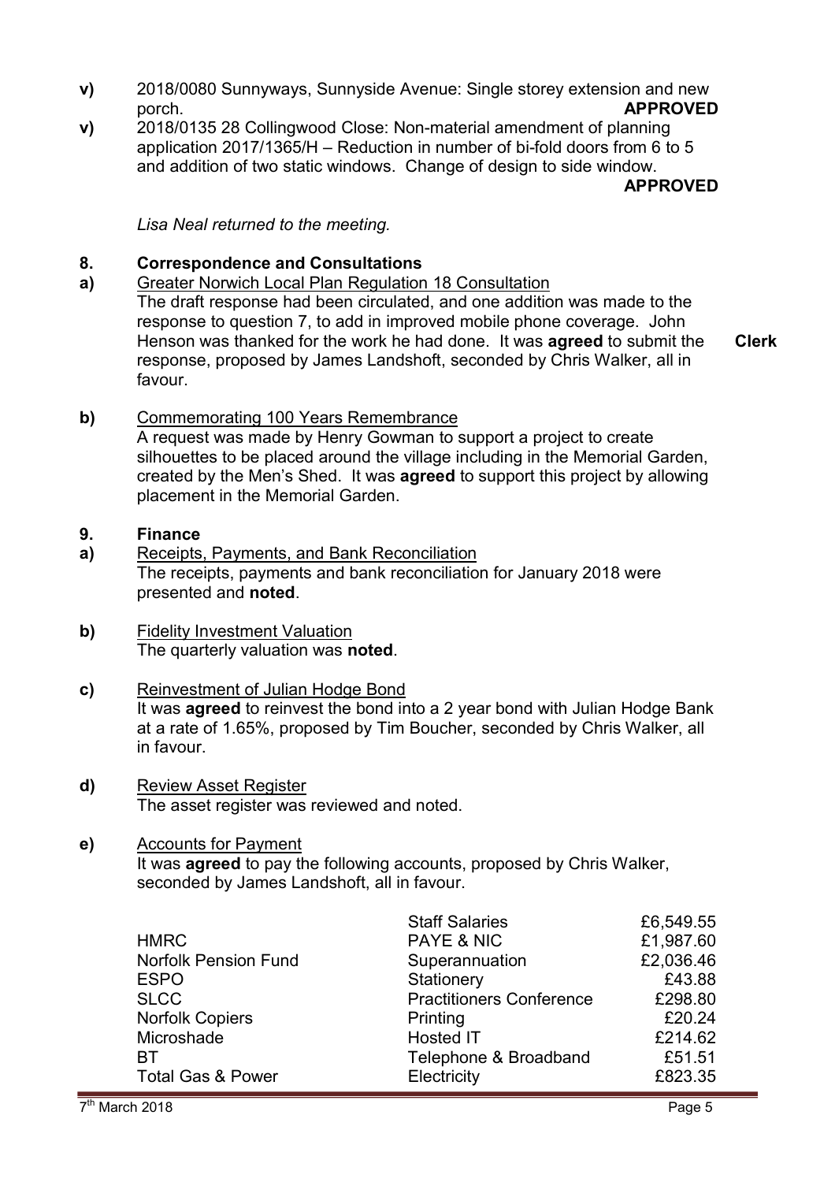**v)** 2018/0080 Sunnyways, Sunnyside Avenue: Single storey extension and new porch. **APPROVED**

**v)** 2018/0135 28 Collingwood Close: Non-material amendment of planning application 2017/1365/H – Reduction in number of bi-fold doors from 6 to 5 and addition of two static windows. Change of design to side window. **APPROVED**

*Lisa Neal returned to the meeting.*

## 8. Correspondence and Consultations

**a)** Greater Norwich Local Plan Regulation 18 Consultation

The draft response had been circulated, and one addition was made to the response to question 7, to add in improved mobile phone coverage. John Henson was thanked for the work he had done. It was **agreed** to submit the response, proposed by James Landshoft, seconded by Chris Walker, all in favour. **Clerk**

**b)** Commemorating 100 Years Remembrance

A request was made by Henry Gowman to support a project to create silhouettes to be placed around the village including in the Memorial Garden, created by the Men's Shed. It was **agreed** to support this project by allowing placement in the Memorial Garden.

## 9. Finance

**a)** Receipts, Payments, and Bank Reconciliation

The receipts, payments and bank reconciliation for January 2018 were presented and **noted**.

**b)** Fidelity Investment Valuation

The quarterly valuation was **noted**.

**c)** Reinvestment of Julian Hodge Bond

It was **agreed** to reinvest the bond into a 2 year bond with Julian Hodge Bank at a rate of 1.65%, proposed by Tim Boucher, seconded by Chris Walker, all in favour.

**d)** Review Asset Register

The asset register was reviewed and noted.

**e)** Accounts for Payment

It was **agreed** to pay the following accounts, proposed by Chris Walker, seconded by James Landshoft, all in favour.

| | | |
|---|---|---|
| | Staff Salaries | £6,549.55 |
| HMRC | PAYE & NIC | £1,987.60 |
| Norfolk Pension Fund | Superannuation | £2,036.46 |
| ESPO | Stationery | £43.88 |
| SLCC | Practitioners Conference | £298.80 |
| Norfolk Copiers | Printing | £20.24 |
| Microshade | Hosted IT | £214.62 |
| BT | Telephone & Broadband | £51.51 |
| Total Gas & Power | Electricity | £823.35 |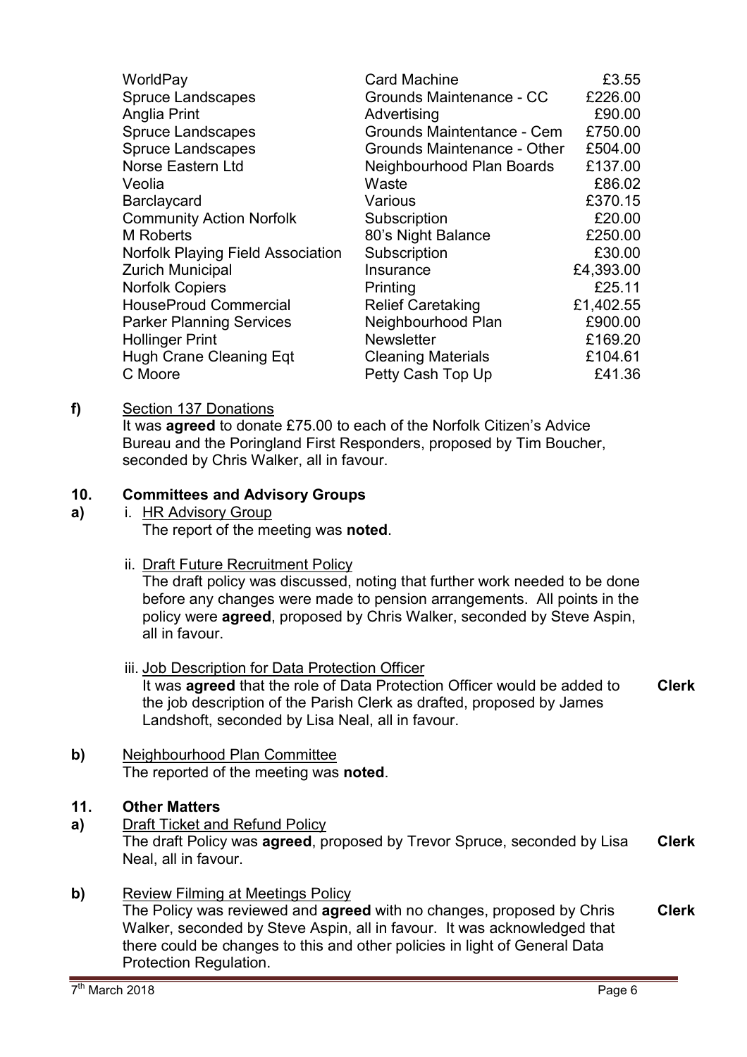| | | |
|---|---|---|
| WorldPay | Card Machine | £3.55 |
| Spruce Landscapes | Grounds Maintenance - CC | £226.00 |
| Anglia Print | Advertising | £90.00 |
| Spruce Landscapes | Grounds Maintentance - Cem | £750.00 |
| Spruce Landscapes | Grounds Maintenance - Other | £504.00 |
| Norse Eastern Ltd | Neighbourhood Plan Boards | £137.00 |
| Veolia | Waste | £86.02 |
| Barclaycard | Various | £370.15 |
| Community Action Norfolk | Subscription | £20.00 |
| M Roberts | 80's Night Balance | £250.00 |
| Norfolk Playing Field Association | Subscription | £30.00 |
| Zurich Municipal | Insurance | £4,393.00 |
| Norfolk Copiers | Printing | £25.11 |
| HouseProud Commercial | Relief Caretaking | £1,402.55 |
| Parker Planning Services | Neighbourhood Plan | £900.00 |
| Hollinger Print | Newsletter | £169.20 |
| Hugh Crane Cleaning Eqt | Cleaning Materials | £104.61 |
| C Moore | Petty Cash Top Up | £41.36 |

**f)** Section 137 Donations

It was **agreed** to donate £75.00 to each of the Norfolk Citizen's Advice Bureau and the Poringland First Responders, proposed by Tim Boucher, seconded by Chris Walker, all in favour.

## 10. Committees and Advisory Groups

**a)** i. HR Advisory Group

The report of the meeting was **noted**.

ii. Draft Future Recruitment Policy

The draft policy was discussed, noting that further work needed to be done before any changes were made to pension arrangements. All points in the policy were **agreed**, proposed by Chris Walker, seconded by Steve Aspin, all in favour.

iii. Job Description for Data Protection Officer

It was **agreed** that the role of Data Protection Officer would be added to the job description of the Parish Clerk as drafted, proposed by James Landshoft, seconded by Lisa Neal, all in favour. **Clerk**

**b)** Neighbourhood Plan Committee

The reported of the meeting was **noted**.

## 11. Other Matters

**a)** Draft Ticket and Refund Policy

The draft Policy was **agreed**, proposed by Trevor Spruce, seconded by Lisa Neal, all in favour. **Clerk**

**b)** Review Filming at Meetings Policy

The Policy was reviewed and **agreed** with no changes, proposed by Chris Walker, seconded by Steve Aspin, all in favour. It was acknowledged that there could be changes to this and other policies in light of General Data Protection Regulation. **Clerk**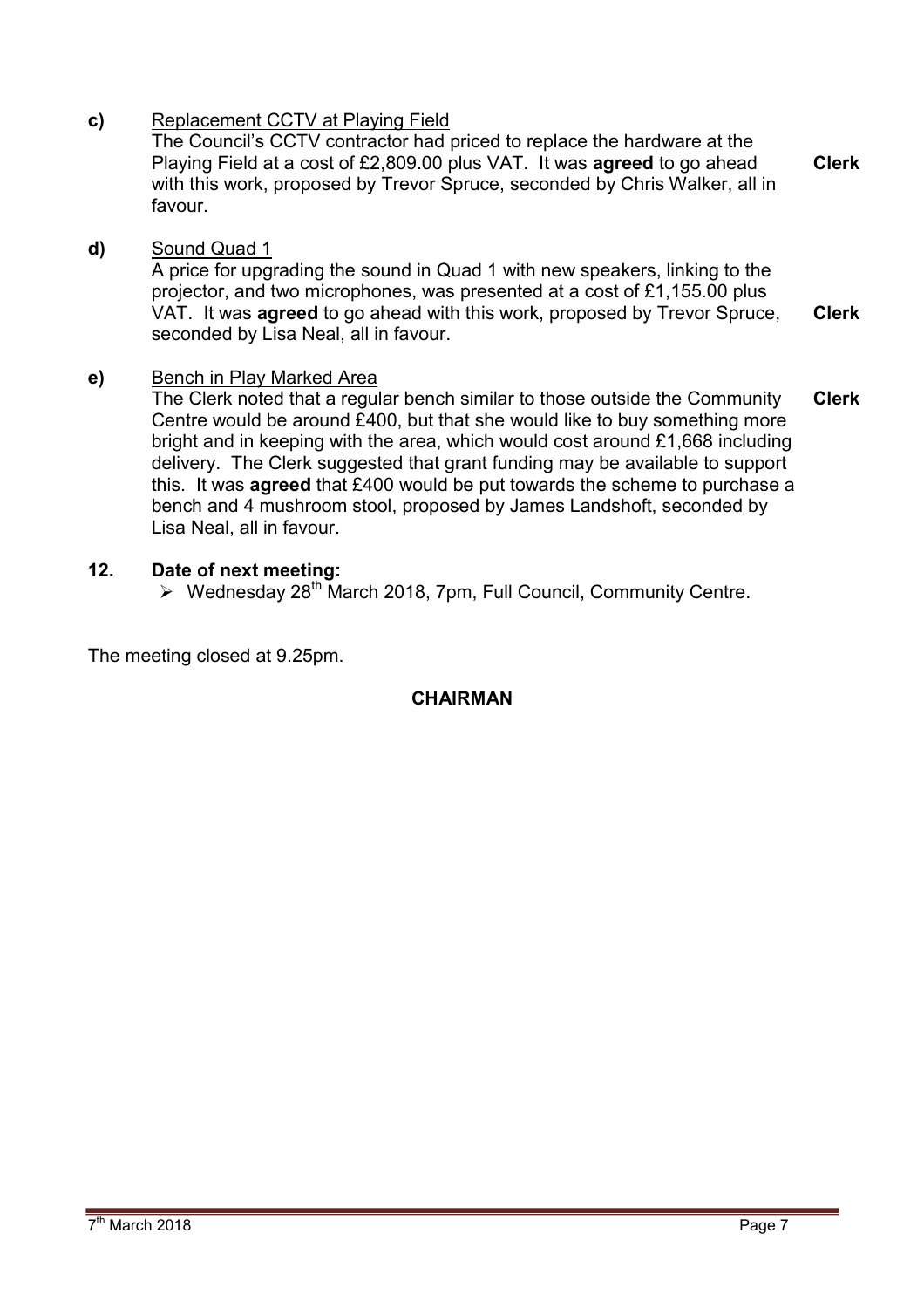**c)** Replacement CCTV at Playing Field

The Council's CCTV contractor had priced to replace the hardware at the Playing Field at a cost of £2,809.00 plus VAT. It was **agreed** to go ahead with this work, proposed by Trevor Spruce, seconded by Chris Walker, all in favour. **Clerk**

**d)** Sound Quad 1

A price for upgrading the sound in Quad 1 with new speakers, linking to the projector, and two microphones, was presented at a cost of £1,155.00 plus VAT. It was **agreed** to go ahead with this work, proposed by Trevor Spruce, seconded by Lisa Neal, all in favour. **Clerk**

**e)** Bench in Play Marked Area

The Clerk noted that a regular bench similar to those outside the Community Centre would be around £400, but that she would like to buy something more bright and in keeping with the area, which would cost around £1,668 including delivery. The Clerk suggested that grant funding may be available to support this. It was **agreed** that £400 would be put towards the scheme to purchase a bench and 4 mushroom stool, proposed by James Landshoft, seconded by Lisa Neal, all in favour. **Clerk**

**12. Date of next meeting:**

- Wednesday 28th March 2018, 7pm, Full Council, Community Centre.

The meeting closed at 9.25pm.

**CHAIRMAN**